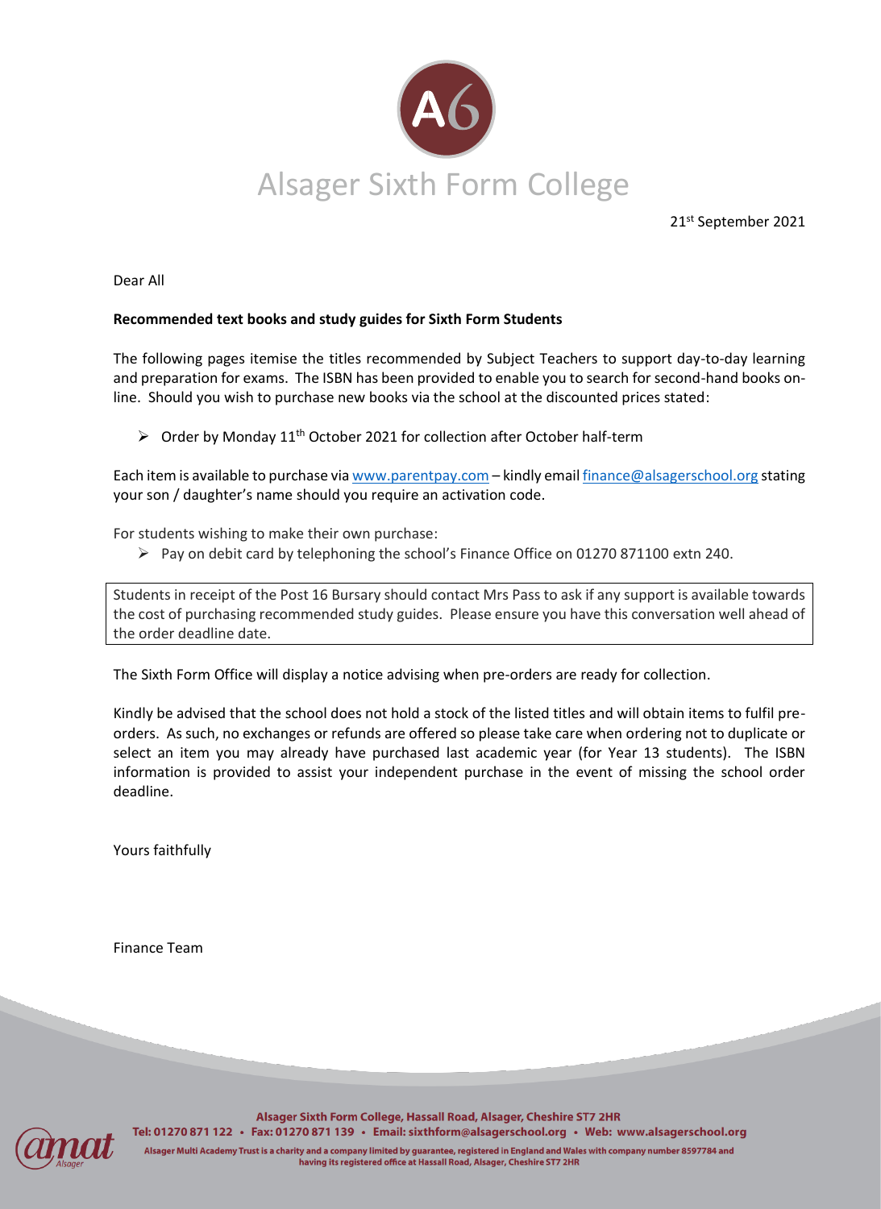# Alsager Sixth Form College

21st September 2021

Dear All

**Recommended text books and study guides for Sixth Form Students**

The following pages itemise the titles recommended by Subject Teachers to support day-to-day learning and preparation for exams. The ISBN has been provided to enable you to search for second-hand books on-line. Should you wish to purchase new books via the school at the discounted prices stated:

- Order by Monday 11th October 2021 for collection after October half-term

Each item is available to purchase via www.parentpay.com – kindly email finance@alsagerschool.org stating your son / daughter's name should you require an activation code.

For students wishing to make their own purchase:

- Pay on debit card by telephoning the school's Finance Office on 01270 871100 extn 240.

Students in receipt of the Post 16 Bursary should contact Mrs Pass to ask if any support is available towards the cost of purchasing recommended study guides. Please ensure you have this conversation well ahead of the order deadline date.

The Sixth Form Office will display a notice advising when pre-orders are ready for collection.

Kindly be advised that the school does not hold a stock of the listed titles and will obtain items to fulfil pre-orders. As such, no exchanges or refunds are offered so please take care when ordering not to duplicate or select an item you may already have purchased last academic year (for Year 13 students). The ISBN information is provided to assist your independent purchase in the event of missing the school order deadline.

Yours faithfully

Finance Team

Alsager Sixth Form College, Hassall Road, Alsager, Cheshire ST7 2HR
Tel: 01270 871 122 • Fax: 01270 871 139 • Email: sixthform@alsagerschool.org • Web: www.alsagerschool.org
Alsager Multi Academy Trust is a charity and a company limited by guarantee, registered in England and Wales with company number 8597784 and having its registered office at Hassall Road, Alsager, Cheshire ST7 2HR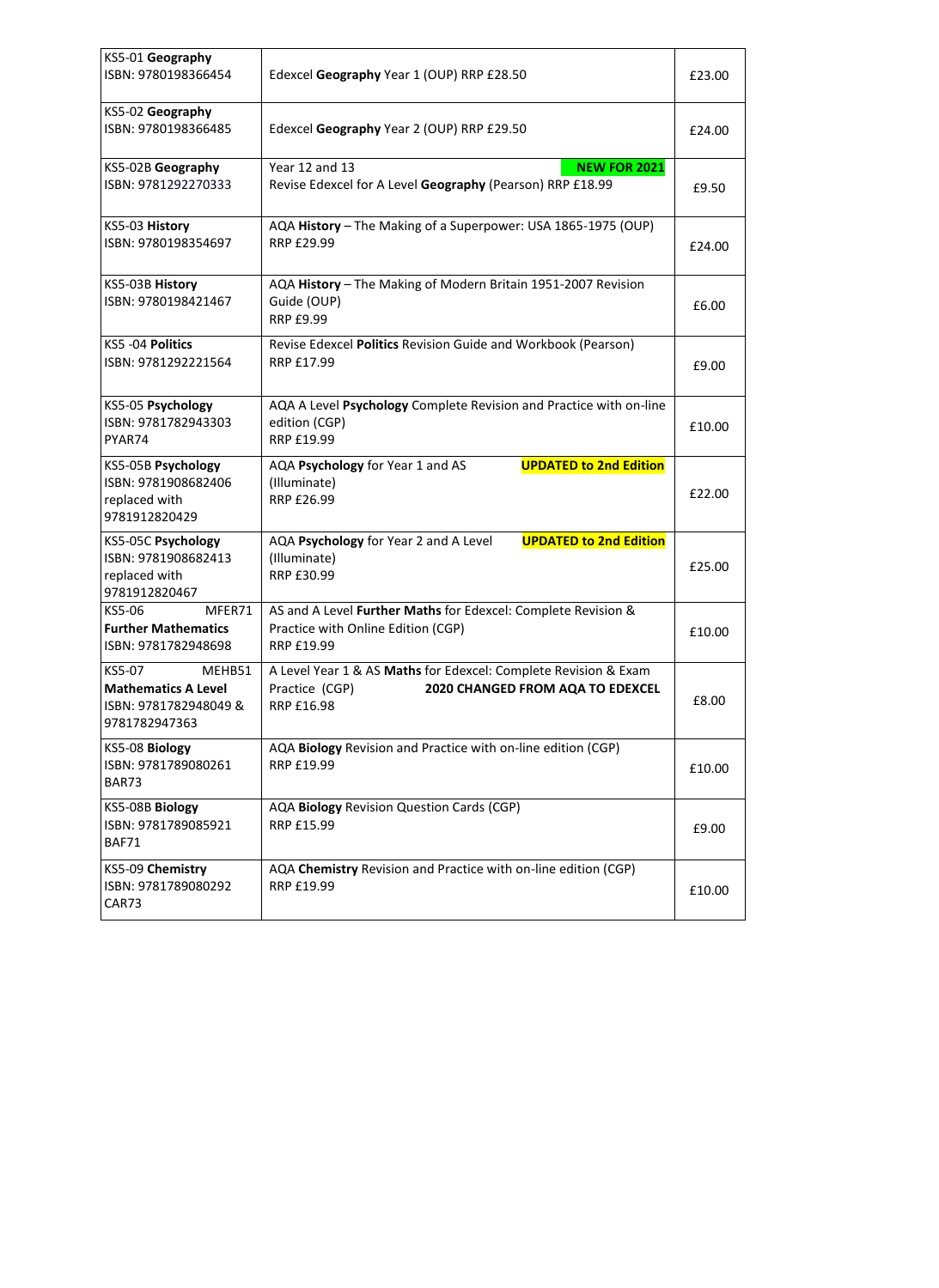| | | |
|---|---|---|
| KS5-01 **Geography**<br>ISBN: 9780198366454 | Edexcel **Geography** Year 1 (OUP) RRP £28.50 | £23.00 |
| KS5-02 **Geography**<br>ISBN: 9780198366485 | Edexcel **Geography** Year 2 (OUP) RRP £29.50 | £24.00 |
| KS5-02B **Geography**<br>ISBN: 9781292270333 | Year 12 and 13 **NEW FOR 2021**<br>Revise Edexcel for A Level **Geography** (Pearson) RRP £18.99 | £9.50 |
| KS5-03 **History**<br>ISBN: 9780198354697 | AQA **History** – The Making of a Superpower: USA 1865-1975 (OUP)<br>RRP £29.99 | £24.00 |
| KS5-03B **History**<br>ISBN: 9780198421467 | AQA **History** – The Making of Modern Britain 1951-2007 Revision Guide (OUP)<br>RRP £9.99 | £6.00 |
| KS5 -04 **Politics**<br>ISBN: 9781292221564 | Revise Edexcel **Politics** Revision Guide and Workbook (Pearson)<br>RRP £17.99 | £9.00 |
| KS5-05 **Psychology**<br>ISBN: 9781782943303<br>PYAR74 | AQA A Level **Psychology** Complete Revision and Practice with on-line edition (CGP)<br>RRP £19.99 | £10.00 |
| KS5-05B **Psychology**<br>ISBN: 9781908682406<br>replaced with<br>9781912820429 | AQA **Psychology** for Year 1 and AS **UPDATED to 2nd Edition**<br>(Illuminate)<br>RRP £26.99 | £22.00 |
| KS5-05C **Psychology**<br>ISBN: 9781908682413<br>replaced with<br>9781912820467 | AQA **Psychology** for Year 2 and A Level **UPDATED to 2nd Edition**<br>(Illuminate)<br>RRP £30.99 | £25.00 |
| KS5-06 MFER71<br>**Further Mathematics**<br>ISBN: 9781782948698 | AS and A Level **Further Maths** for Edexcel: Complete Revision & Practice with Online Edition (CGP)<br>RRP £19.99 | £10.00 |
| KS5-07 MEHB51<br>**Mathematics A Level**<br>ISBN: 9781782948049 &<br>9781782947363 | A Level Year 1 & AS **Maths** for Edexcel: Complete Revision & Exam Practice (CGP) **2020 CHANGED FROM AQA TO EDEXCEL**<br>RRP £16.98 | £8.00 |
| KS5-08 **Biology**<br>ISBN: 9781789080261<br>BAR73 | AQA **Biology** Revision and Practice with on-line edition (CGP)<br>RRP £19.99 | £10.00 |
| KS5-08B **Biology**<br>ISBN: 9781789085921<br>BAF71 | AQA **Biology** Revision Question Cards (CGP)<br>RRP £15.99 | £9.00 |
| KS5-09 **Chemistry**<br>ISBN: 9781789080292<br>CAR73 | AQA **Chemistry** Revision and Practice with on-line edition (CGP)<br>RRP £19.99 | £10.00 |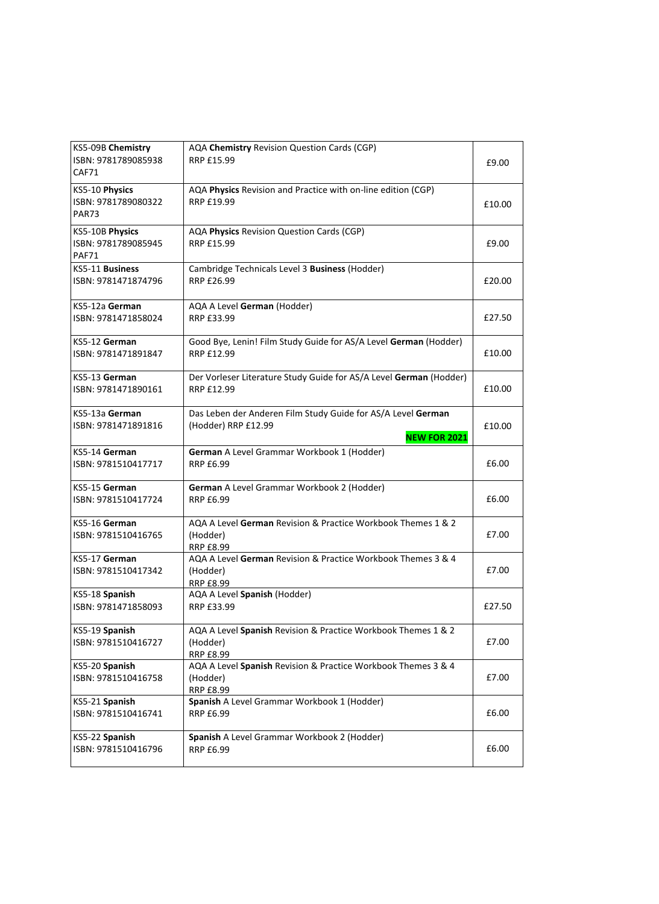| KS5-09B **Chemistry**<br>ISBN: 9781789085938<br>CAF71 | AQA **Chemistry** Revision Question Cards (CGP)<br>RRP £15.99 | £9.00 |
|---|---|---|
| KS5-10 **Physics**<br>ISBN: 9781789080322<br>PAR73 | AQA **Physics** Revision and Practice with on-line edition (CGP)<br>RRP £19.99 | £10.00 |
| KS5-10B **Physics**<br>ISBN: 9781789085945<br>PAF71 | AQA **Physics** Revision Question Cards (CGP)<br>RRP £15.99 | £9.00 |
| KS5-11 **Business**<br>ISBN: 9781471874796 | Cambridge Technicals Level 3 **Business** (Hodder)<br>RRP £26.99 | £20.00 |
| KS5-12a **German**<br>ISBN: 9781471858024 | AQA A Level **German** (Hodder)<br>RRP £33.99 | £27.50 |
| KS5-12 **German**<br>ISBN: 9781471891847 | Good Bye, Lenin! Film Study Guide for AS/A Level **German** (Hodder)<br>RRP £12.99 | £10.00 |
| KS5-13 **German**<br>ISBN: 9781471890161 | Der Vorleser Literature Study Guide for AS/A Level **German** (Hodder)<br>RRP £12.99 | £10.00 |
| KS5-13a **German**<br>ISBN: 9781471891816 | Das Leben der Anderen Film Study Guide for AS/A Level **German** (Hodder) RRP £12.99<br>**NEW FOR 2021** | £10.00 |
| KS5-14 **German**<br>ISBN: 9781510417717 | **German** A Level Grammar Workbook 1 (Hodder)<br>RRP £6.99 | £6.00 |
| KS5-15 **German**<br>ISBN: 9781510417724 | **German** A Level Grammar Workbook 2 (Hodder)<br>RRP £6.99 | £6.00 |
| KS5-16 **German**<br>ISBN: 9781510416765 | AQA A Level **German** Revision & Practice Workbook Themes 1 & 2 (Hodder)<br>RRP £8.99 | £7.00 |
| KS5-17 **German**<br>ISBN: 9781510417342 | AQA A Level **German** Revision & Practice Workbook Themes 3 & 4 (Hodder)<br>RRP £8.99 | £7.00 |
| KS5-18 **Spanish**<br>ISBN: 9781471858093 | AQA A Level **Spanish** (Hodder)<br>RRP £33.99 | £27.50 |
| KS5-19 **Spanish**<br>ISBN: 9781510416727 | AQA A Level **Spanish** Revision & Practice Workbook Themes 1 & 2 (Hodder)<br>RRP £8.99 | £7.00 |
| KS5-20 **Spanish**<br>ISBN: 9781510416758 | AQA A Level **Spanish** Revision & Practice Workbook Themes 3 & 4 (Hodder)<br>RRP £8.99 | £7.00 |
| KS5-21 **Spanish**<br>ISBN: 9781510416741 | **Spanish** A Level Grammar Workbook 1 (Hodder)<br>RRP £6.99 | £6.00 |
| KS5-22 **Spanish**<br>ISBN: 9781510416796 | **Spanish** A Level Grammar Workbook 2 (Hodder)<br>RRP £6.99 | £6.00 |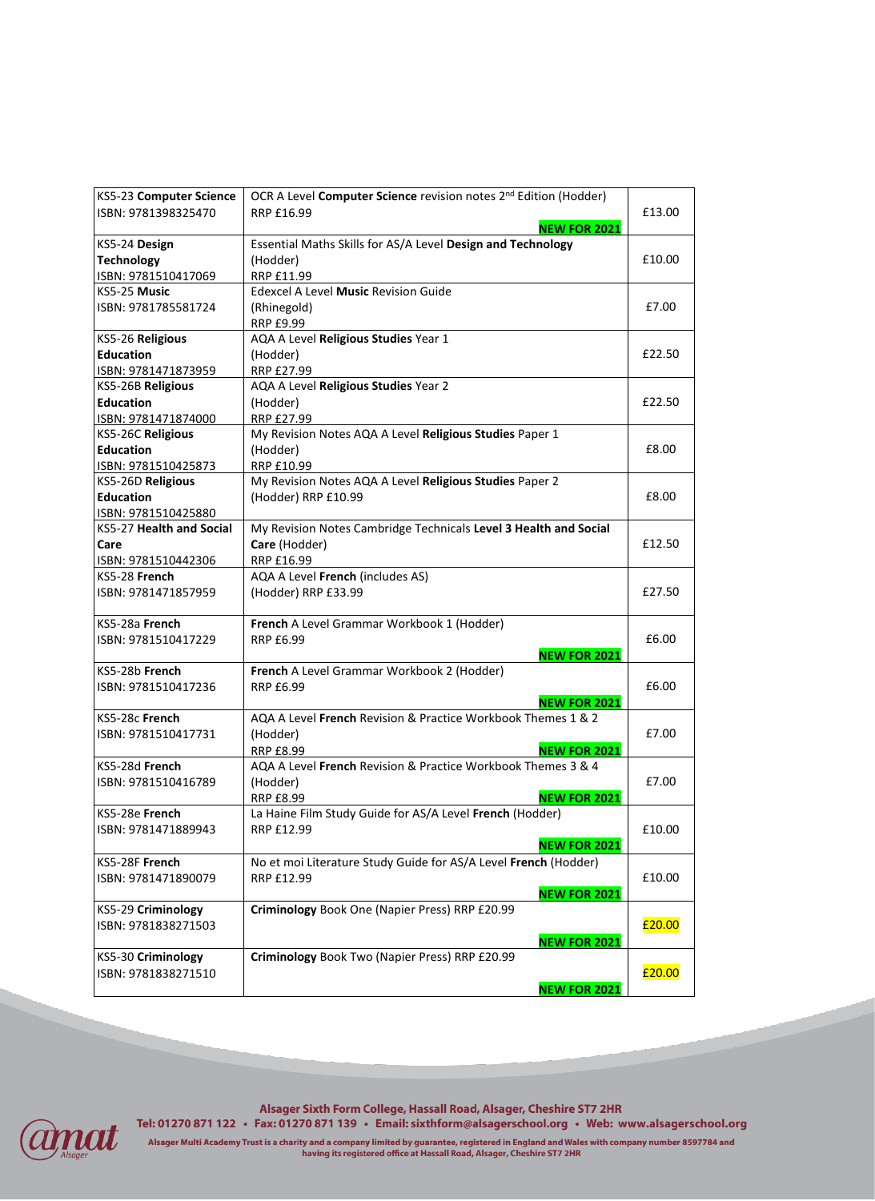| | | |
|---|---|---|
| KS5-23 **Computer Science**<br>ISBN: 9781398325470 | OCR A Level **Computer Science** revision notes 2nd Edition (Hodder)<br>RRP £16.99<br>**NEW FOR 2021** | £13.00 |
| KS5-24 **Design Technology**<br>ISBN: 9781510417069 | Essential Maths Skills for AS/A Level **Design and Technology**<br>(Hodder)<br>RRP £11.99 | £10.00 |
| KS5-25 **Music**<br>ISBN: 9781785581724 | Edexcel A Level **Music** Revision Guide<br>(Rhinegold)<br>RRP £9.99 | £7.00 |
| KS5-26 **Religious Education**<br>ISBN: 9781471873959 | AQA A Level **Religious Studies** Year 1<br>(Hodder)<br>RRP £27.99 | £22.50 |
| KS5-26B **Religious Education**<br>ISBN: 9781471874000 | AQA A Level **Religious Studies** Year 2<br>(Hodder)<br>RRP £27.99 | £22.50 |
| KS5-26C **Religious Education**<br>ISBN: 9781510425873 | My Revision Notes AQA A Level **Religious Studies** Paper 1<br>(Hodder)<br>RRP £10.99 | £8.00 |
| KS5-26D **Religious Education**<br>ISBN: 9781510425880 | My Revision Notes AQA A Level **Religious Studies** Paper 2<br>(Hodder) RRP £10.99 | £8.00 |
| KS5-27 **Health and Social Care**<br>ISBN: 9781510442306 | My Revision Notes Cambridge Technicals **Level 3 Health and Social Care** (Hodder)<br>RRP £16.99 | £12.50 |
| KS5-28 **French**<br>ISBN: 9781471857959 | AQA A Level **French** (includes AS)<br>(Hodder) RRP £33.99 | £27.50 |
| KS5-28a **French**<br>ISBN: 9781510417229 | **French** A Level Grammar Workbook 1 (Hodder)<br>RRP £6.99<br>**NEW FOR 2021** | £6.00 |
| KS5-28b **French**<br>ISBN: 9781510417236 | **French** A Level Grammar Workbook 2 (Hodder)<br>RRP £6.99<br>**NEW FOR 2021** | £6.00 |
| KS5-28c **French**<br>ISBN: 9781510417731 | AQA A Level **French** Revision & Practice Workbook Themes 1 & 2<br>(Hodder)<br>RRP £8.99 **NEW FOR 2021** | £7.00 |
| KS5-28d **French**<br>ISBN: 9781510416789 | AQA A Level **French** Revision & Practice Workbook Themes 3 & 4<br>(Hodder)<br>RRP £8.99 **NEW FOR 2021** | £7.00 |
| KS5-28e **French**<br>ISBN: 9781471889943 | La Haine Film Study Guide for AS/A Level **French** (Hodder)<br>RRP £12.99<br>**NEW FOR 2021** | £10.00 |
| KS5-28F **French**<br>ISBN: 9781471890079 | No et moi Literature Study Guide for AS/A Level **French** (Hodder)<br>RRP £12.99<br>**NEW FOR 2021** | £10.00 |
| KS5-29 **Criminology**<br>ISBN: 9781838271503 | **Criminology** Book One (Napier Press) RRP £20.99<br>**NEW FOR 2021** | £20.00 |
| KS5-30 **Criminology**<br>ISBN: 9781838271510 | **Criminology** Book Two (Napier Press) RRP £20.99<br>**NEW FOR 2021** | £20.00 |

**Alsager Sixth Form College, Hassall Road, Alsager, Cheshire ST7 2HR**
**Tel: 01270 871 122 • Fax: 01270 871 139 • Email: sixthform@alsagerschool.org • Web: www.alsagerschool.org**

Alsager Multi Academy Trust is a charity and a company limited by guarantee, registered in England and Wales with company number 8597784 and having its registered office at Hassall Road, Alsager, Cheshire ST7 2HR